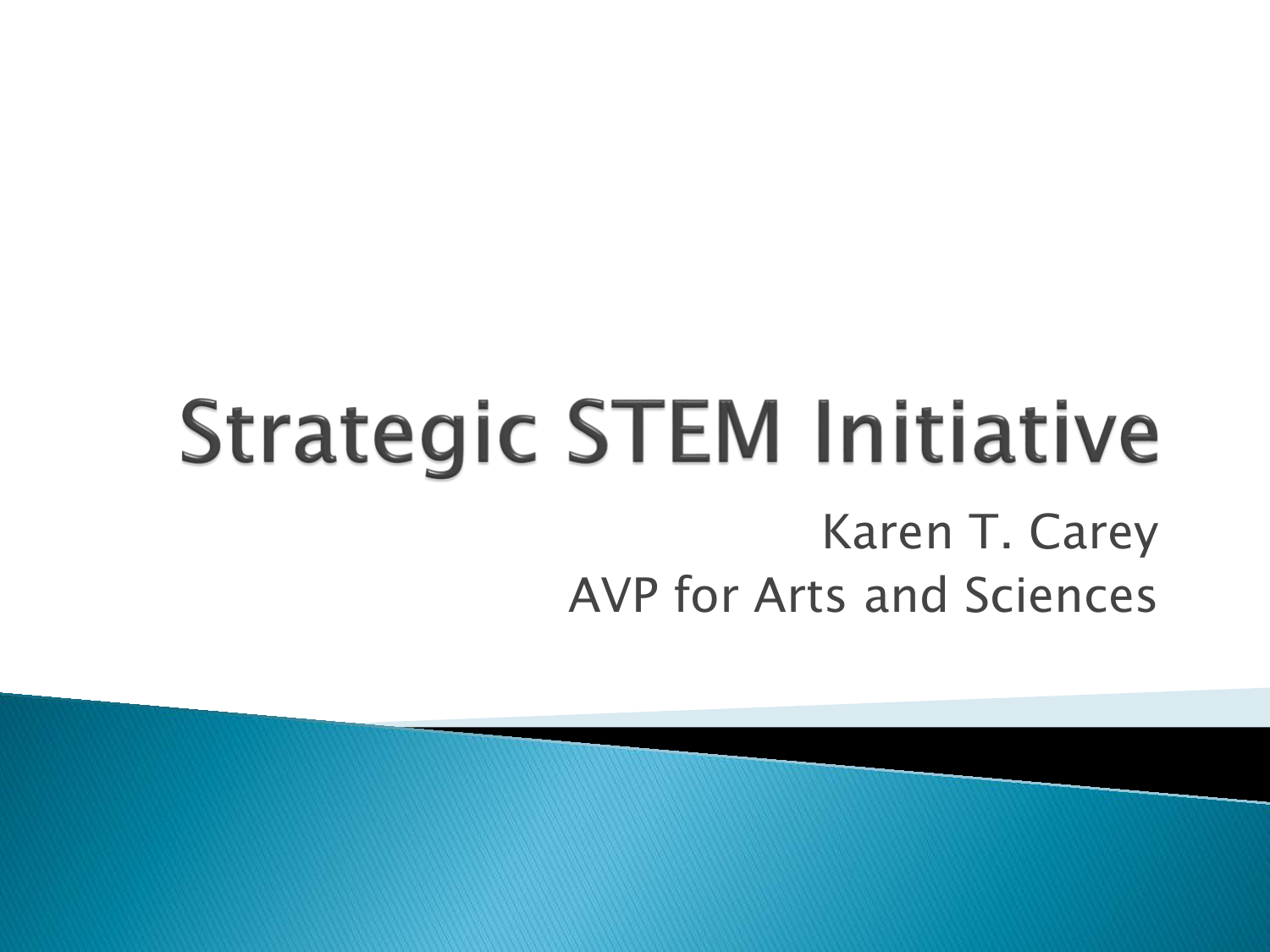# Strategic STEM Initiative

Karen T. Carey

AVP for Arts and Sciences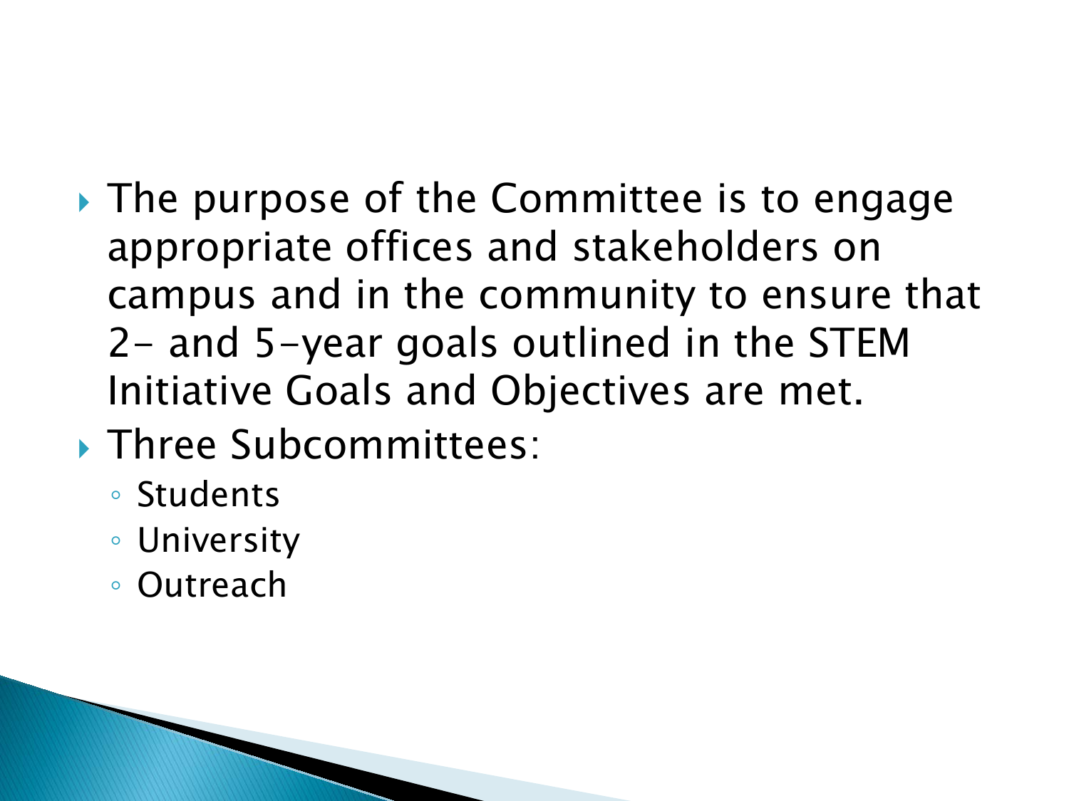- The purpose of the Committee is to engage appropriate offices and stakeholders on campus and in the community to ensure that 2- and 5-year goals outlined in the STEM Initiative Goals and Objectives are met.
- Three Subcommittees:
  - Students
  - University
  - Outreach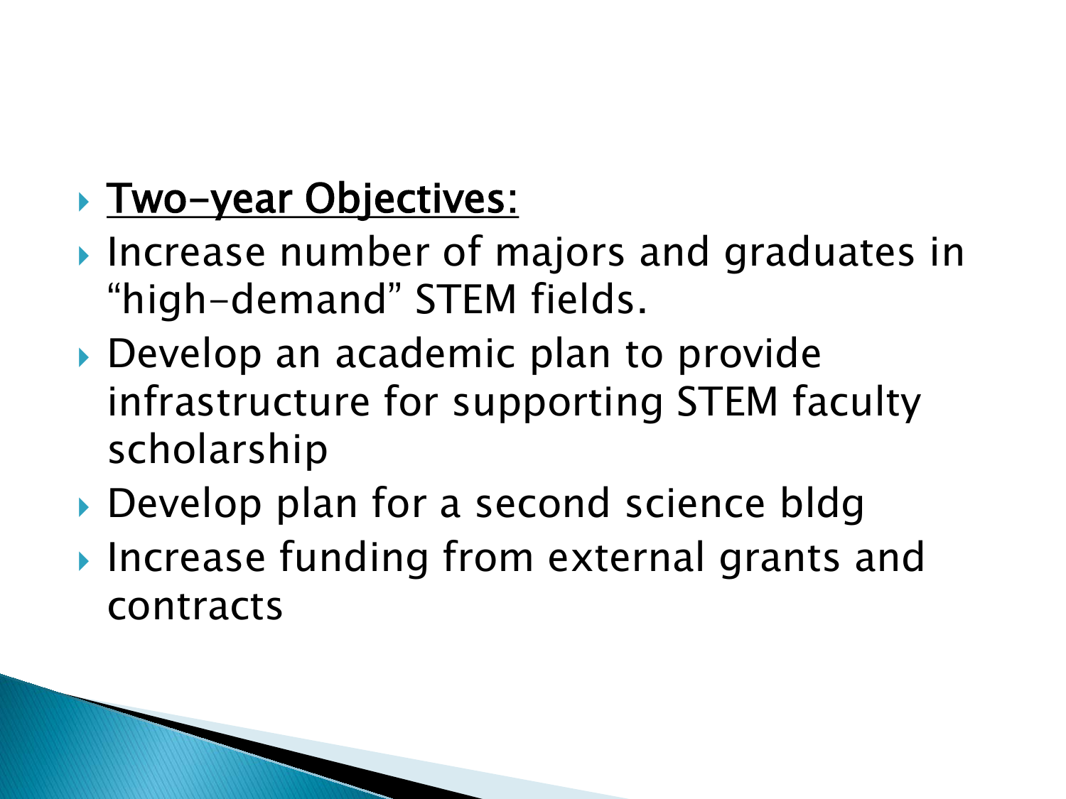- <u>Two-year Objectives:</u>
- Increase number of majors and graduates in "high-demand" STEM fields.
- Develop an academic plan to provide infrastructure for supporting STEM faculty scholarship
- Develop plan for a second science bldg
- Increase funding from external grants and contracts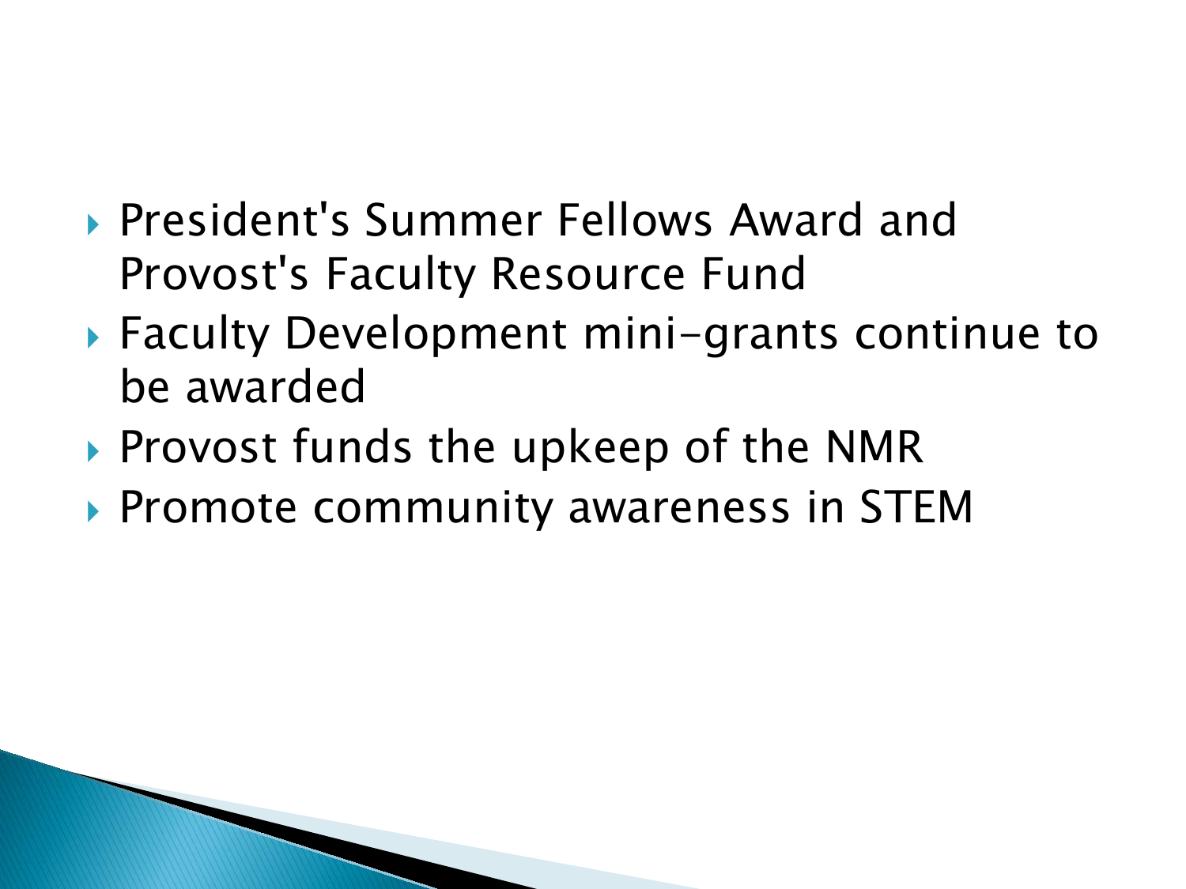- President's Summer Fellows Award and Provost's Faculty Resource Fund
- Faculty Development mini-grants continue to be awarded
- Provost funds the upkeep of the NMR
- Promote community awareness in STEM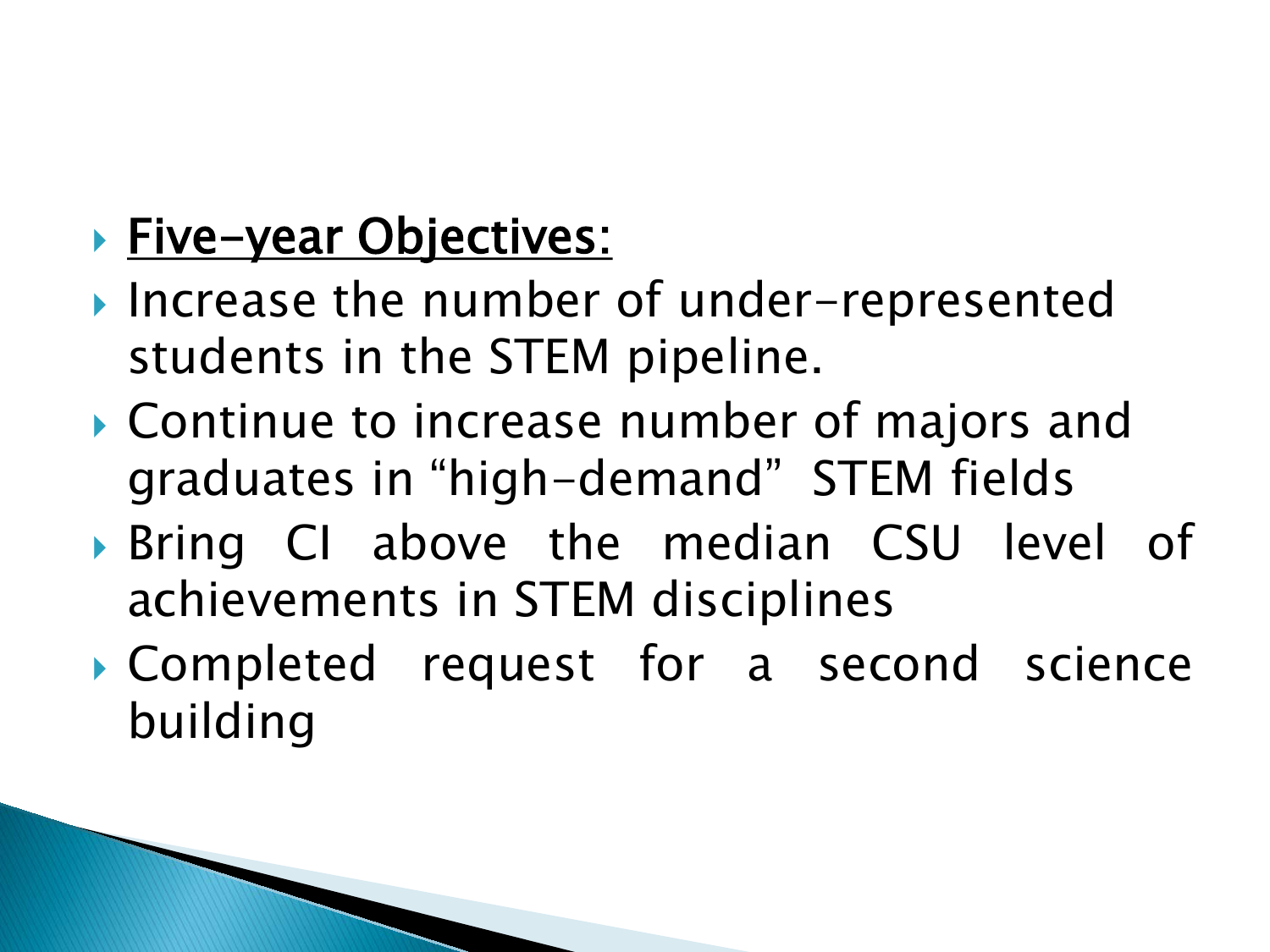- **Five-year Objectives:**
- Increase the number of under-represented students in the STEM pipeline.
- Continue to increase number of majors and graduates in "high-demand" STEM fields
- Bring CI above the median CSU level of achievements in STEM disciplines
- Completed request for a second science building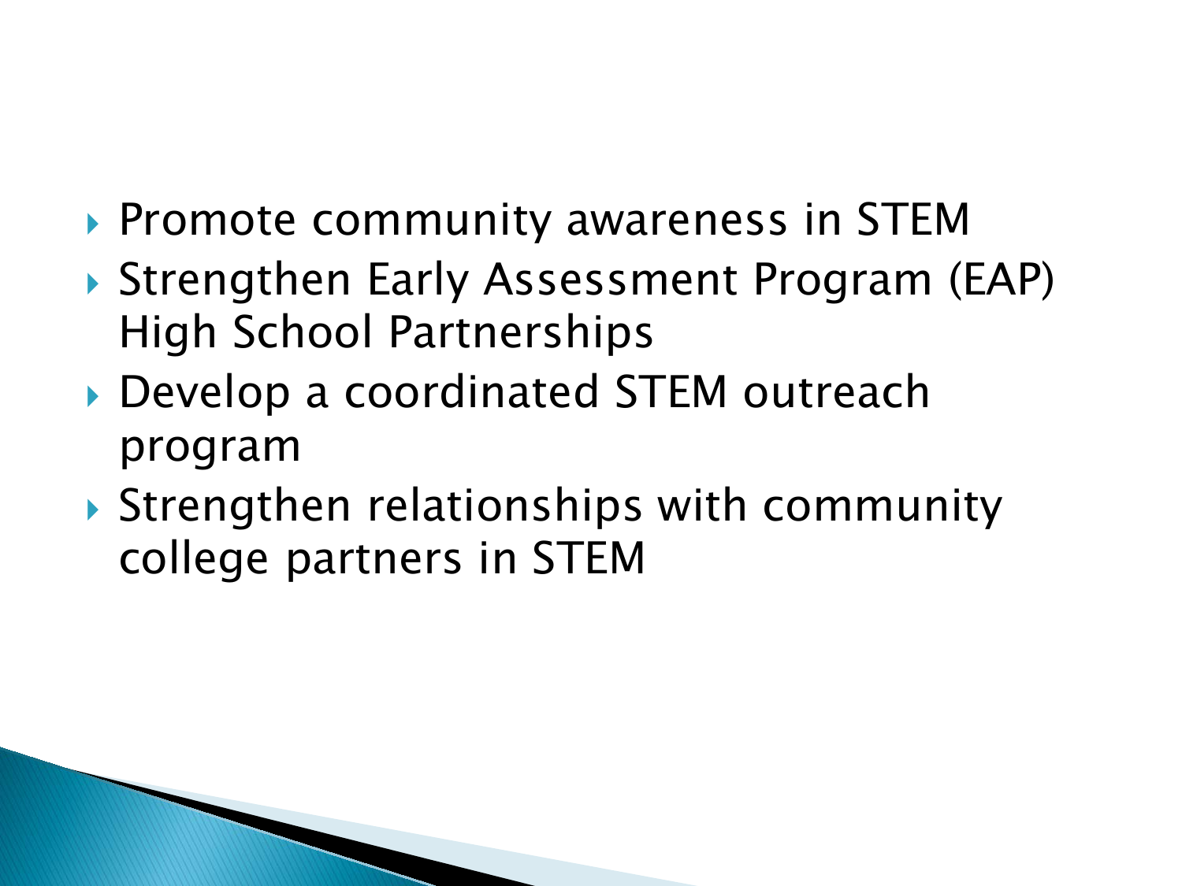- Promote community awareness in STEM
- Strengthen Early Assessment Program (EAP) High School Partnerships
- Develop a coordinated STEM outreach program
- Strengthen relationships with community college partners in STEM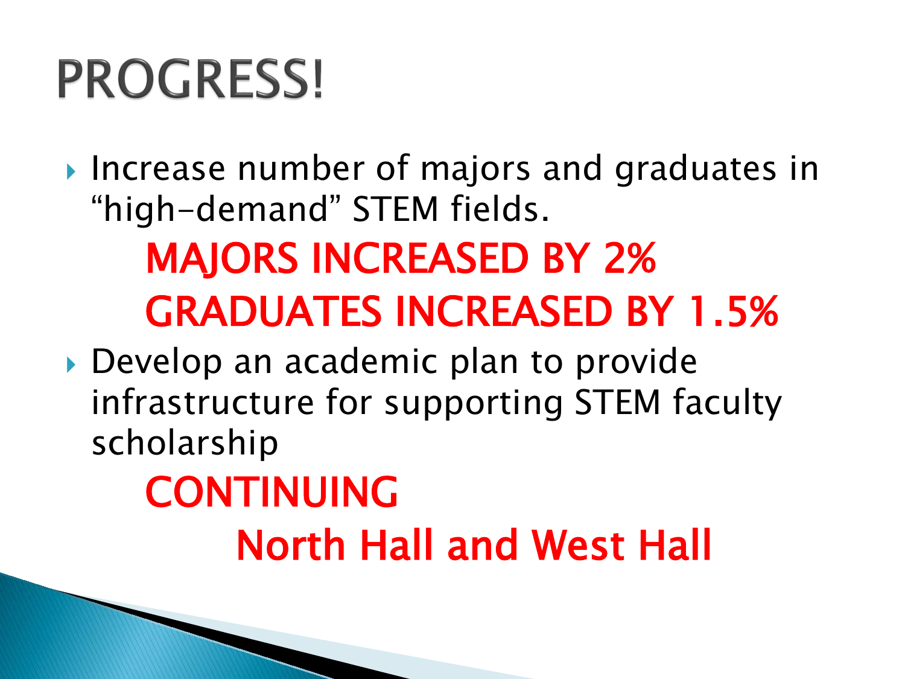# PROGRESS!

- Increase number of majors and graduates in "high-demand" STEM fields.

  **MAJORS INCREASED BY 2%**

  **GRADUATES INCREASED BY 1.5%**

- Develop an academic plan to provide infrastructure for supporting STEM faculty scholarship

  **CONTINUING**

  **North Hall and West Hall**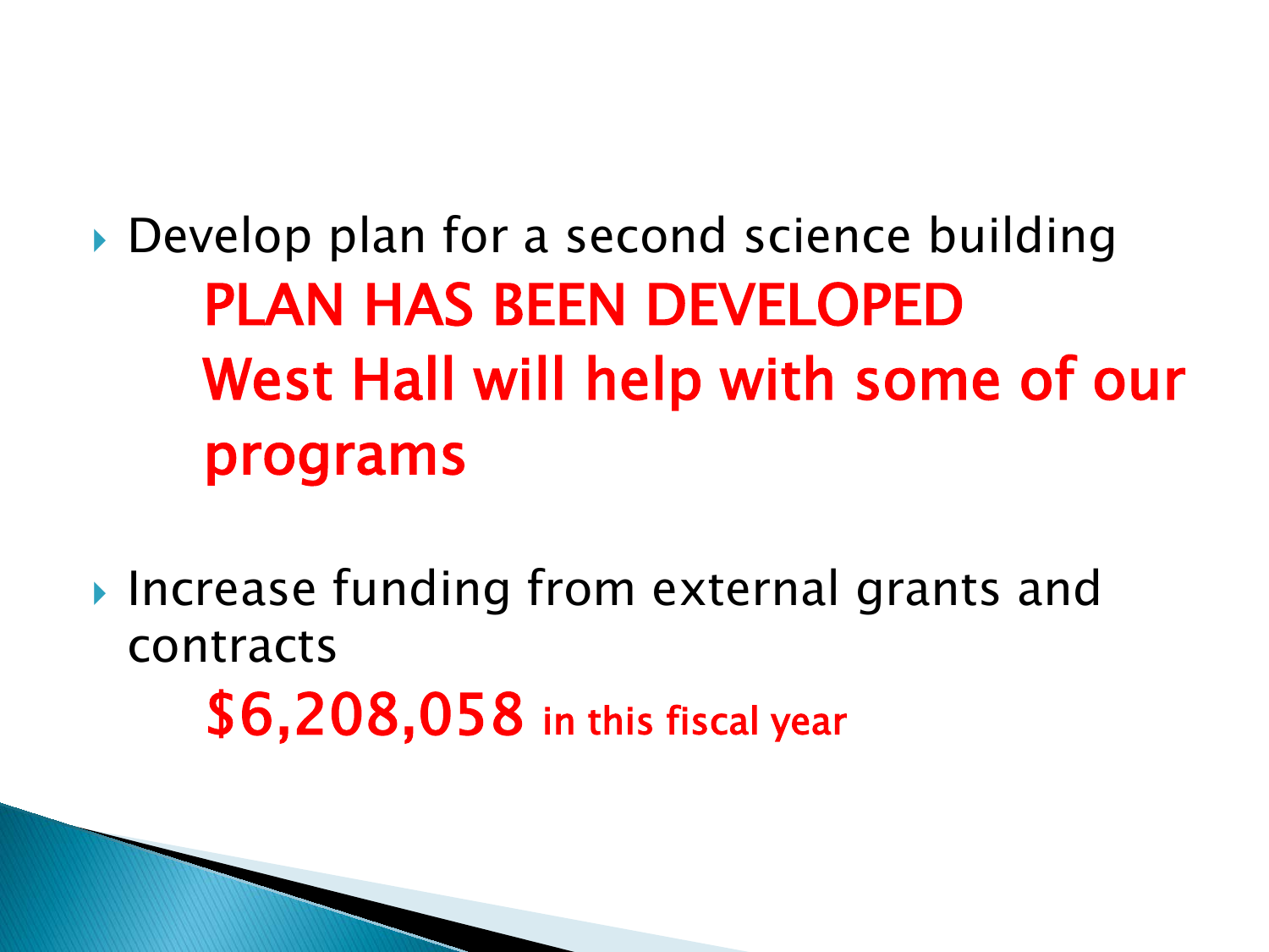- Develop plan for a second science building

  **PLAN HAS BEEN DEVELOPED**

  **West Hall will help with some of our programs**

- Increase funding from external grants and contracts

  **$6,208,058 in this fiscal year**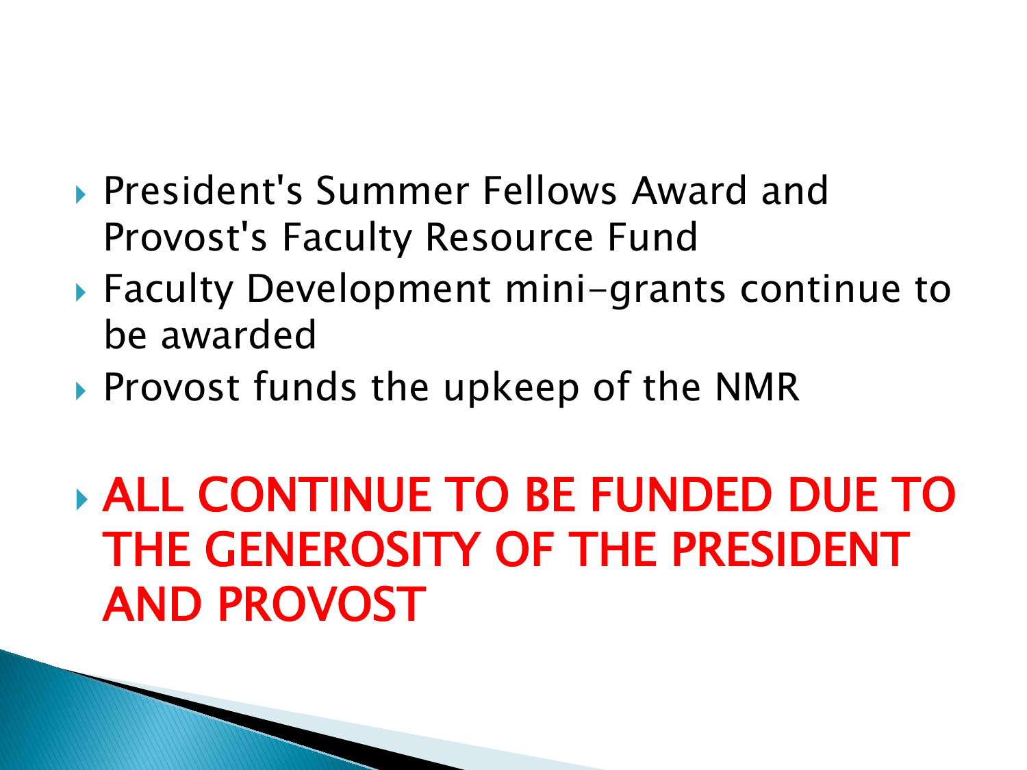- President's Summer Fellows Award and Provost's Faculty Resource Fund
- Faculty Development mini-grants continue to be awarded
- Provost funds the upkeep of the NMR

- **ALL CONTINUE TO BE FUNDED DUE TO THE GENEROSITY OF THE PRESIDENT AND PROVOST**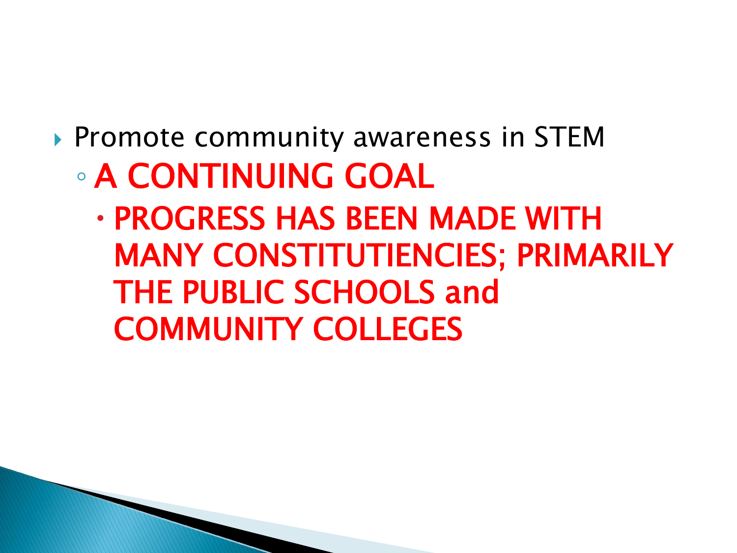- Promote community awareness in STEM
  - **A CONTINUING GOAL**
    - **PROGRESS HAS BEEN MADE WITH MANY CONSTITUTIENCIES; PRIMARILY THE PUBLIC SCHOOLS and COMMUNITY COLLEGES**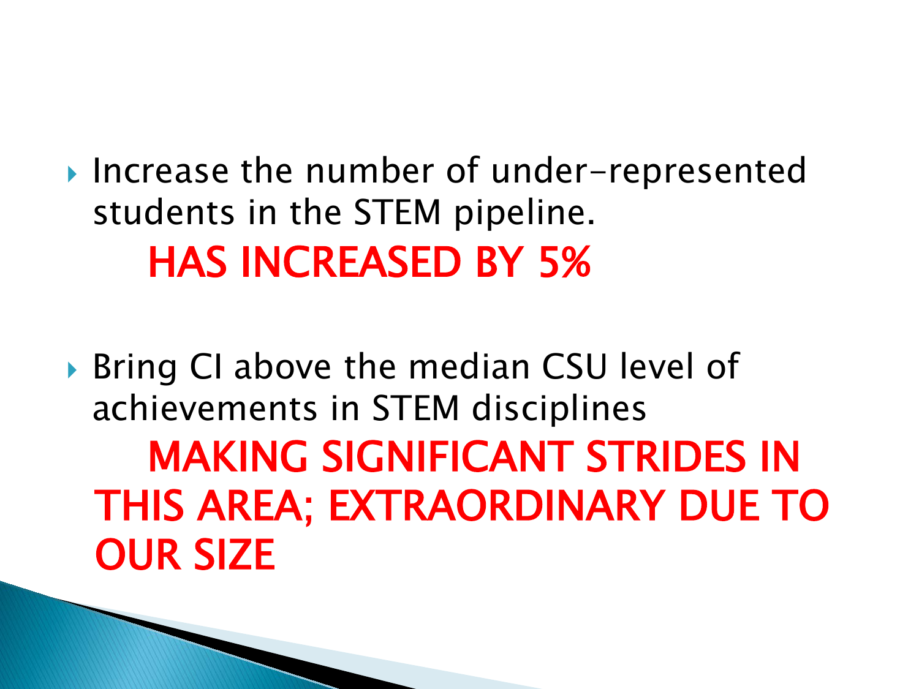- Increase the number of under-represented students in the STEM pipeline.

  **HAS INCREASED BY 5%**

- Bring CI above the median CSU level of achievements in STEM disciplines

  **MAKING SIGNIFICANT STRIDES IN THIS AREA; EXTRAORDINARY DUE TO OUR SIZE**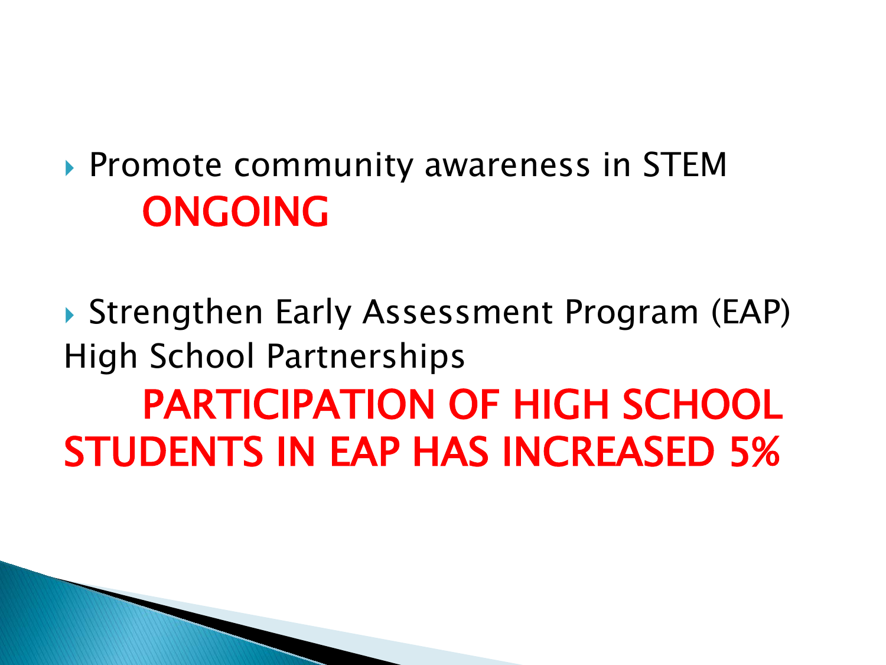- Promote community awareness in STEM

  **ONGOING**

- Strengthen Early Assessment Program (EAP) High School Partnerships

  **PARTICIPATION OF HIGH SCHOOL STUDENTS IN EAP HAS INCREASED 5%**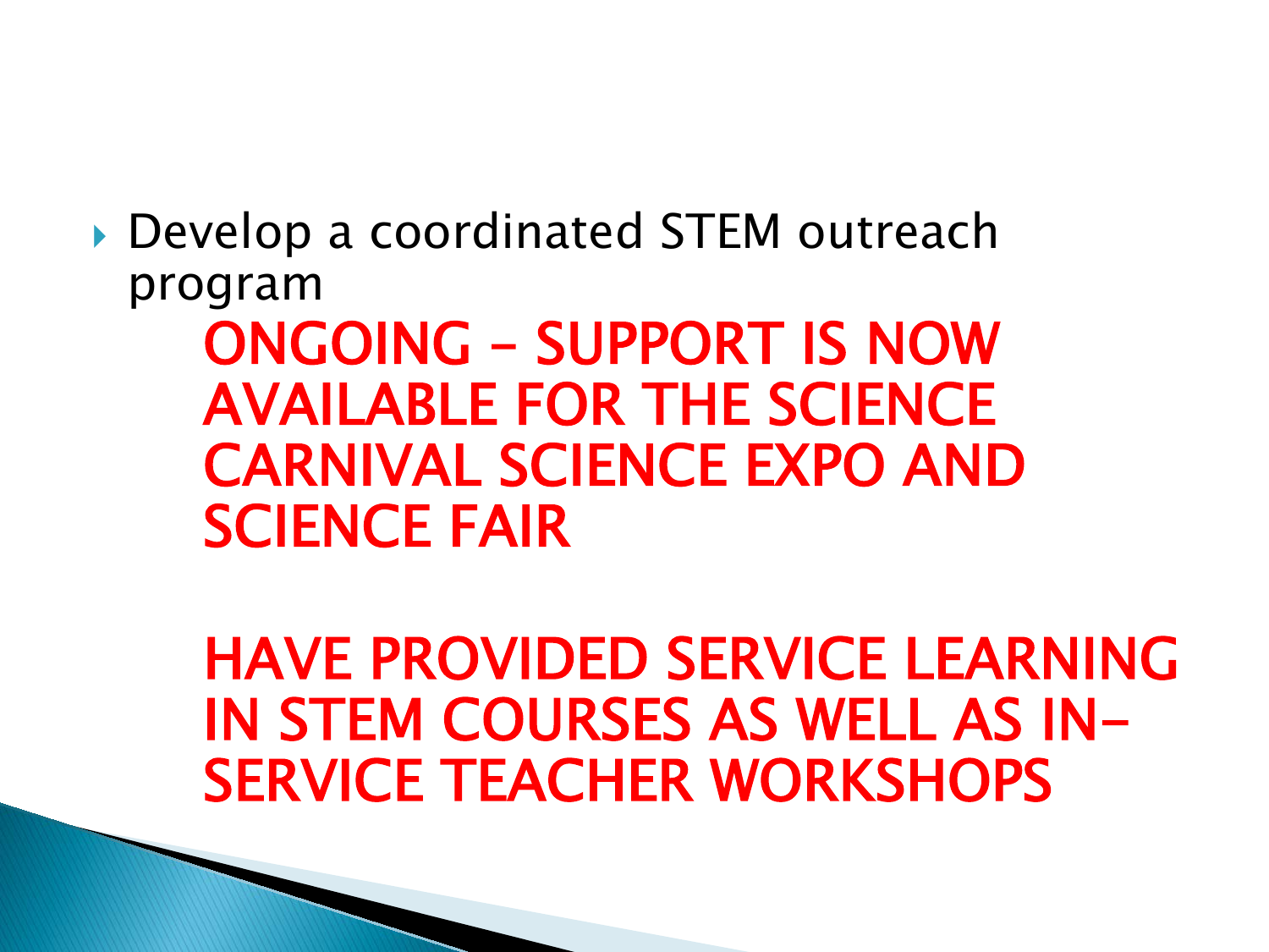- Develop a coordinated STEM outreach program

  ONGOING – SUPPORT IS NOW AVAILABLE FOR THE SCIENCE CARNIVAL SCIENCE EXPO AND SCIENCE FAIR

  HAVE PROVIDED SERVICE LEARNING IN STEM COURSES AS WELL AS IN-SERVICE TEACHER WORKSHOPS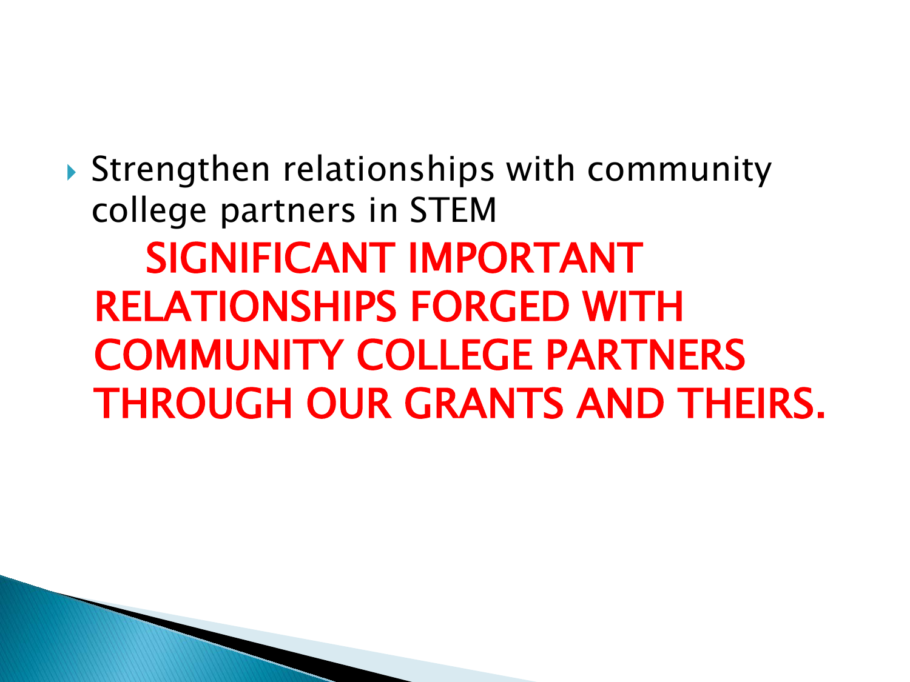- Strengthen relationships with community college partners in STEM

  **SIGNIFICANT IMPORTANT RELATIONSHIPS FORGED WITH COMMUNITY COLLEGE PARTNERS THROUGH OUR GRANTS AND THEIRS.**